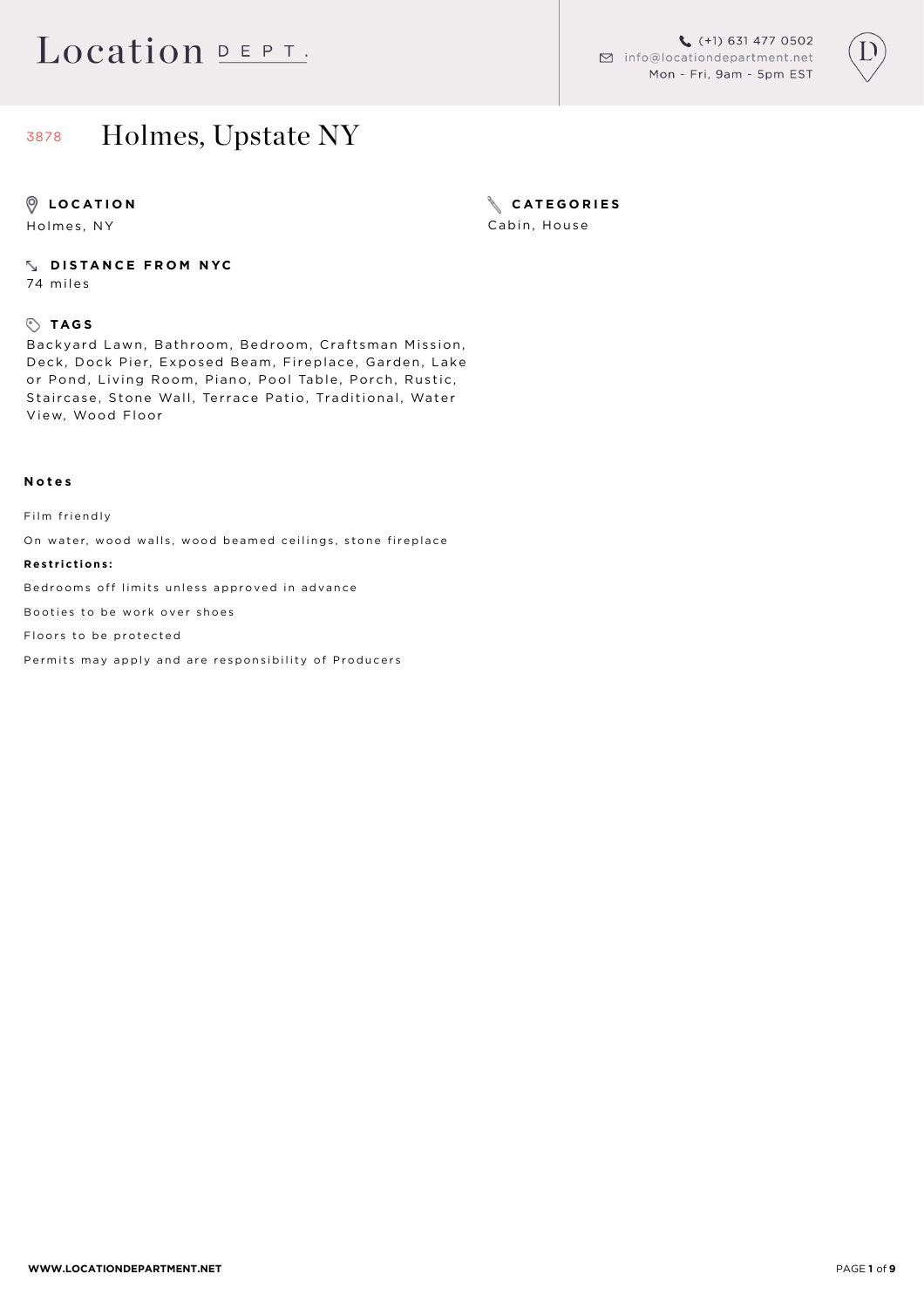# 3878 Holmes, Upstate NY

**LOCATION**
Holmes, NY

**CATEGORIES**
Cabin, House

**DISTANCE FROM NYC**
74 miles

**TAGS**
Backyard Lawn, Bathroom, Bedroom, Craftsman Mission, Deck, Dock Pier, Exposed Beam, Fireplace, Garden, Lake or Pond, Living Room, Piano, Pool Table, Porch, Rustic, Staircase, Stone Wall, Terrace Patio, Traditional, Water View, Wood Floor

## Notes

Film friendly

On water, wood walls, wood beamed ceilings, stone fireplace

**Restrictions:**

Bedrooms off limits unless approved in advance

Booties to be work over shoes

Floors to be protected

Permits may apply and are responsibility of Producers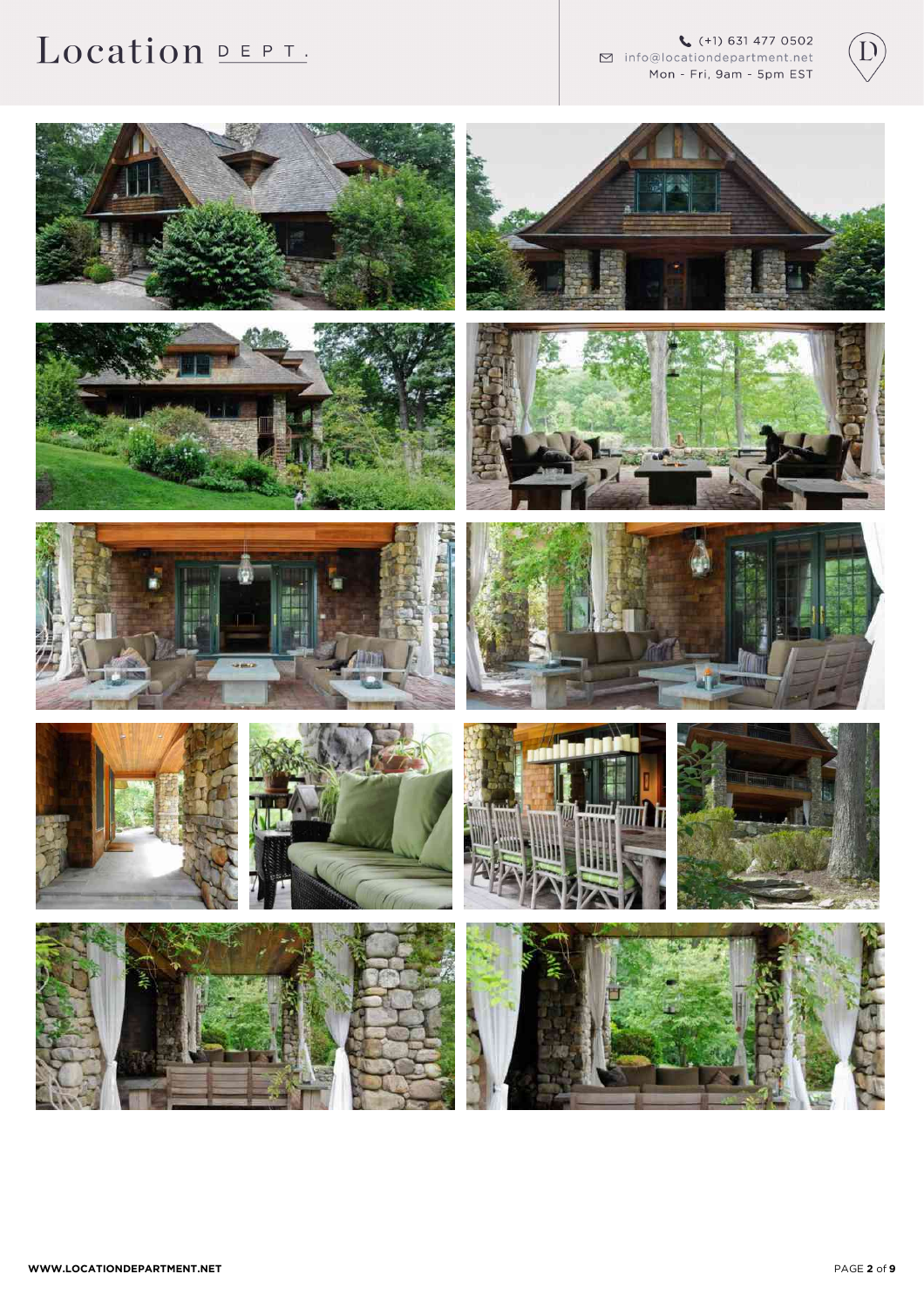# Location DEPT.

(+1) 631 477 0502
info@locationdepartment.net
Mon - Fri, 9am - 5pm EST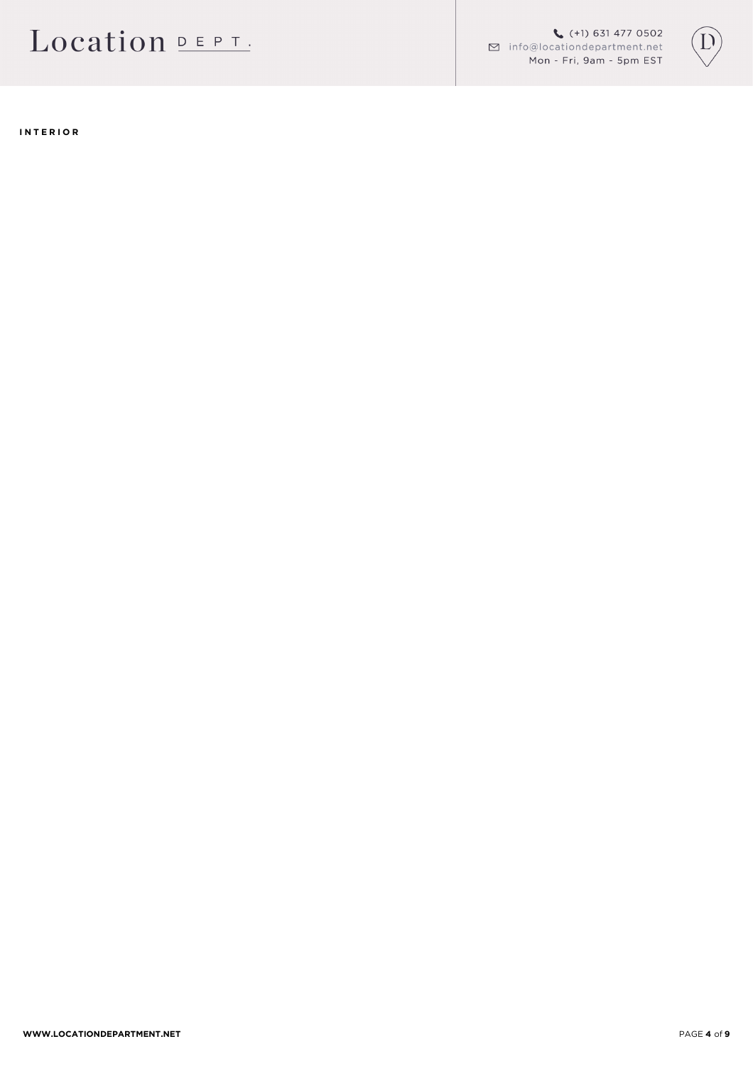**INTERIOR**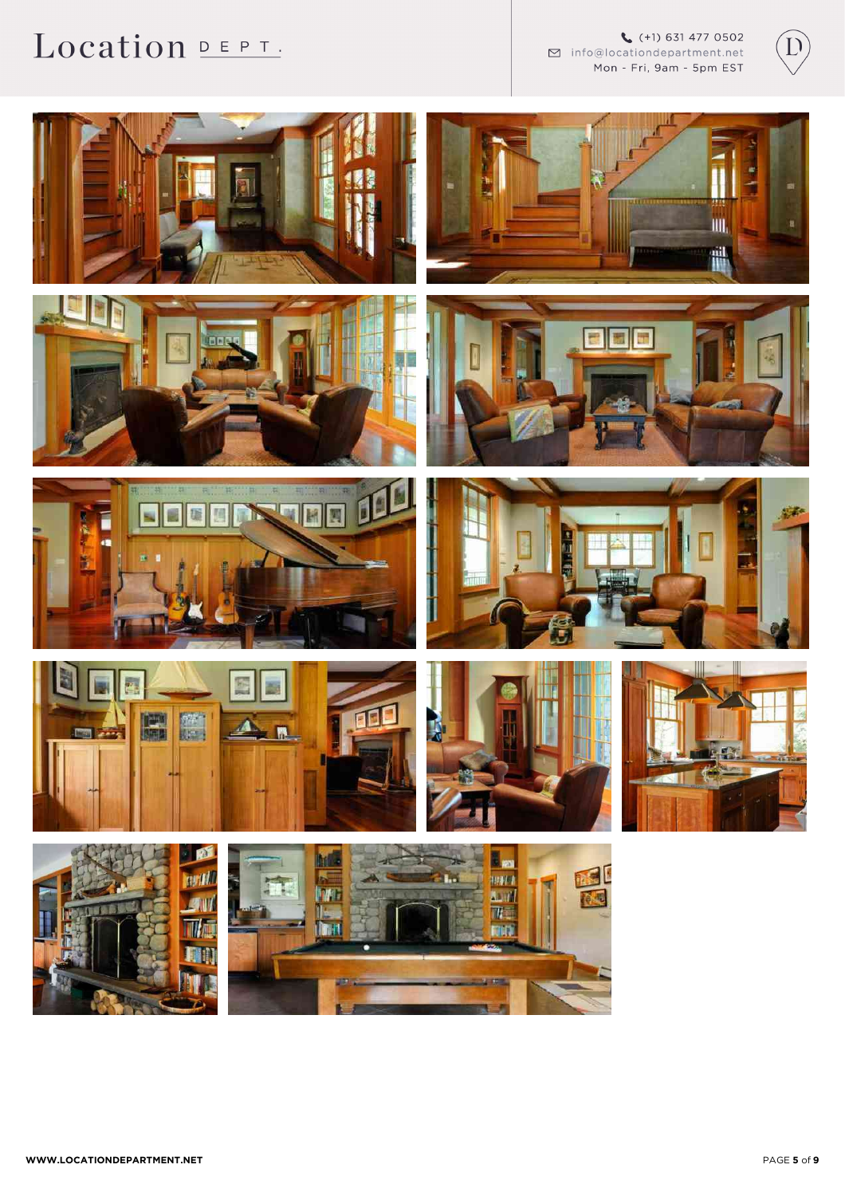# Location DEPT.

(+1) 631 477 0502
info@locationdepartment.net
Mon - Fri, 9am - 5pm EST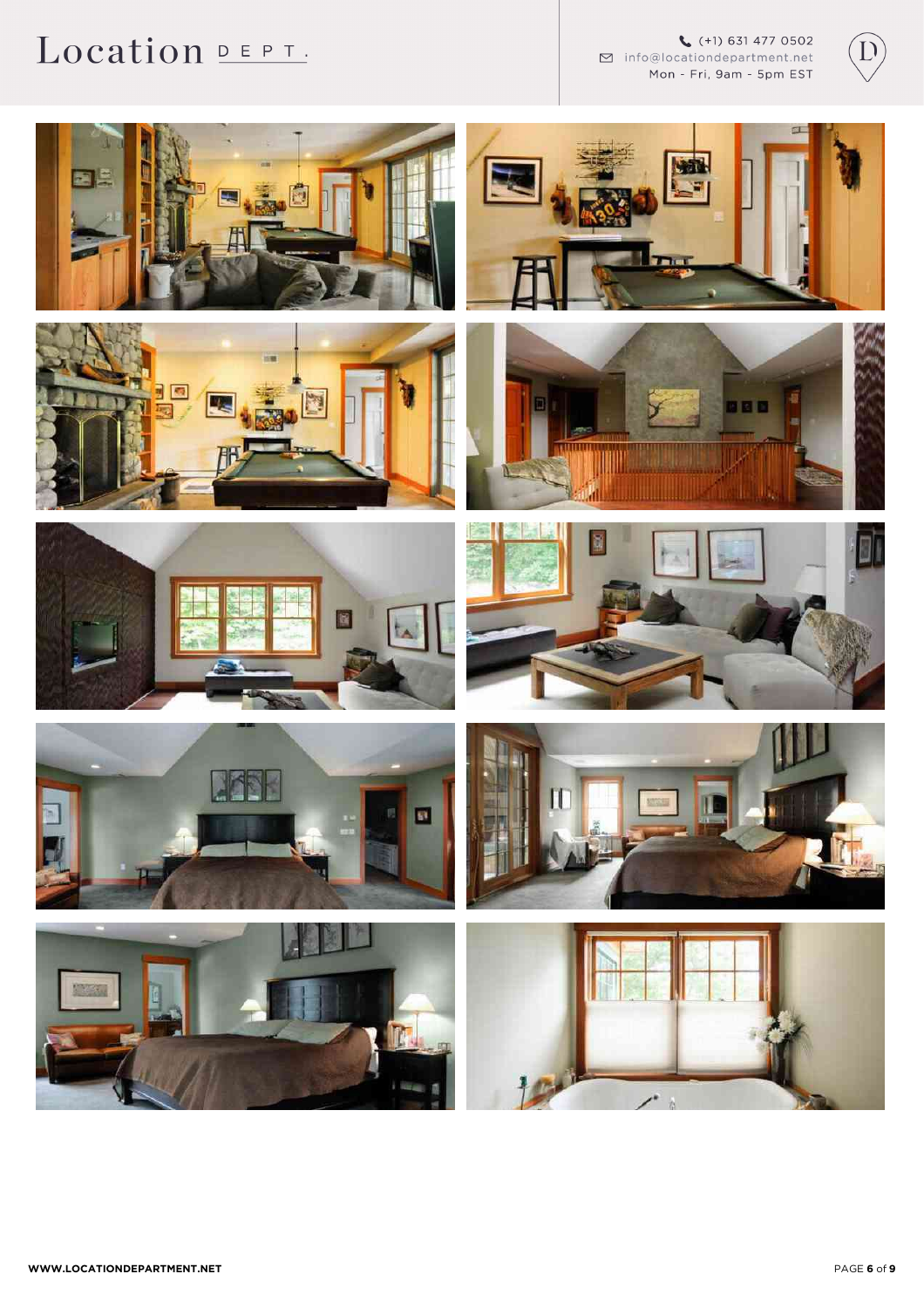# Location DEPT.

(+1) 631 477 0502
info@locationdepartment.net
Mon - Fri, 9am - 5pm EST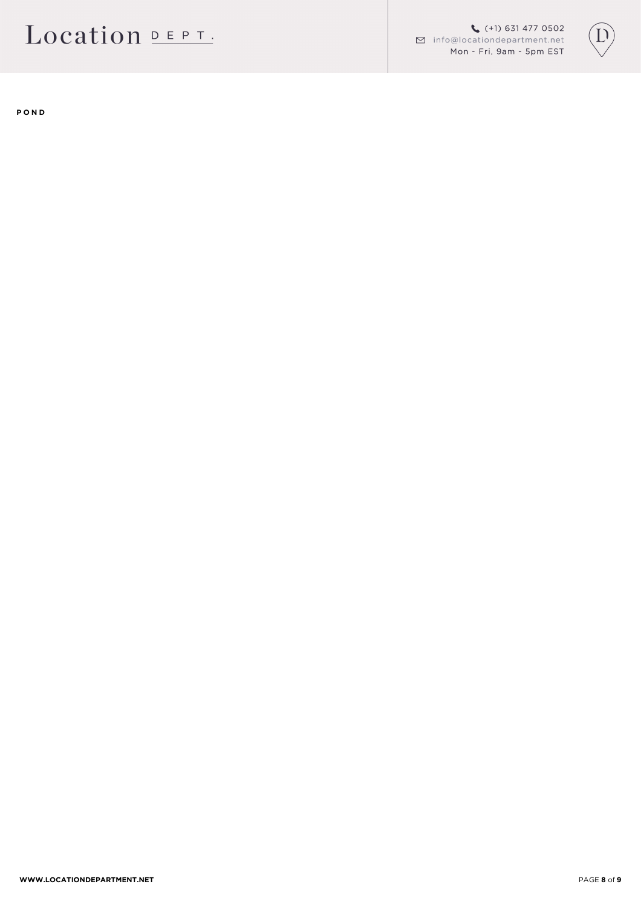**POND**